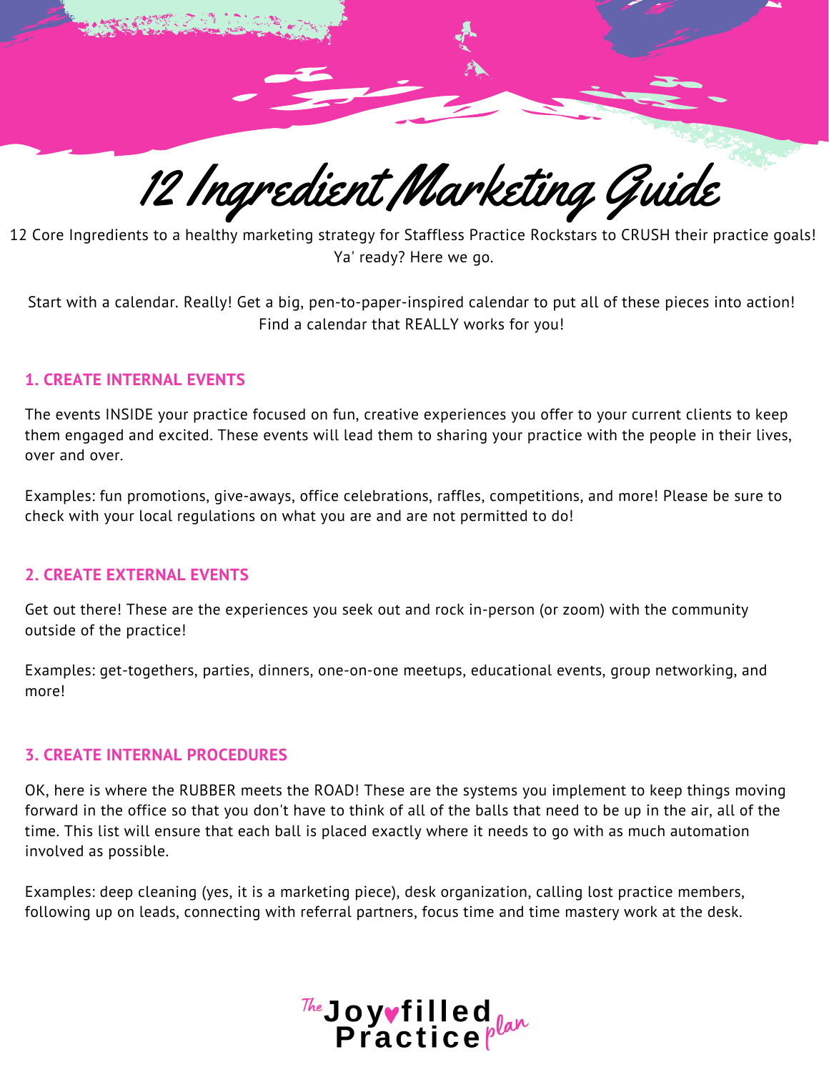# 12 Ingredient Marketing Guide

12 Core Ingredients to a healthy marketing strategy for Staffless Practice Rockstars to CRUSH their practice goals! Ya' ready? Here we go.

Start with a calendar. Really! Get a big, pen-to-paper-inspired calendar to put all of these pieces into action! Find a calendar that REALLY works for you!

## 1. CREATE INTERNAL EVENTS

The events INSIDE your practice focused on fun, creative experiences you offer to your current clients to keep them engaged and excited. These events will lead them to sharing your practice with the people in their lives, over and over.

Examples: fun promotions, give-aways, office celebrations, raffles, competitions, and more! Please be sure to check with your local regulations on what you are and are not permitted to do!

## 2. CREATE EXTERNAL EVENTS

Get out there! These are the experiences you seek out and rock in-person (or zoom) with the community outside of the practice!

Examples: get-togethers, parties, dinners, one-on-one meetups, educational events, group networking, and more!

## 3. CREATE INTERNAL PROCEDURES

OK, here is where the RUBBER meets the ROAD! These are the systems you implement to keep things moving forward in the office so that you don't have to think of all of the balls that need to be up in the air, all of the time. This list will ensure that each ball is placed exactly where it needs to go with as much automation involved as possible.

Examples: deep cleaning (yes, it is a marketing piece), desk organization, calling lost practice members, following up on leads, connecting with referral partners, focus time and time mastery work at the desk.

The Joyfilled Practice plan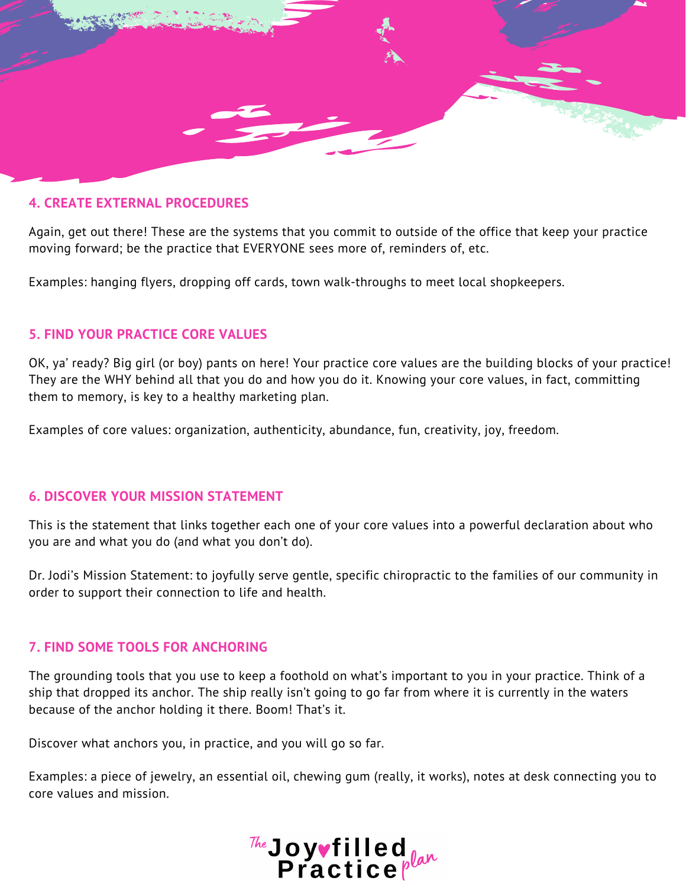## 4. CREATE EXTERNAL PROCEDURES

Again, get out there! These are the systems that you commit to outside of the office that keep your practice moving forward; be the practice that EVERYONE sees more of, reminders of, etc.

Examples: hanging flyers, dropping off cards, town walk-throughs to meet local shopkeepers.

## 5. FIND YOUR PRACTICE CORE VALUES

OK, ya' ready? Big girl (or boy) pants on here! Your practice core values are the building blocks of your practice! They are the WHY behind all that you do and how you do it. Knowing your core values, in fact, committing them to memory, is key to a healthy marketing plan.

Examples of core values: organization, authenticity, abundance, fun, creativity, joy, freedom.

## 6. DISCOVER YOUR MISSION STATEMENT

This is the statement that links together each one of your core values into a powerful declaration about who you are and what you do (and what you don't do).

Dr. Jodi's Mission Statement: to joyfully serve gentle, specific chiropractic to the families of our community in order to support their connection to life and health.

## 7. FIND SOME TOOLS FOR ANCHORING

The grounding tools that you use to keep a foothold on what's important to you in your practice. Think of a ship that dropped its anchor. The ship really isn't going to go far from where it is currently in the waters because of the anchor holding it there. Boom! That's it.

Discover what anchors you, in practice, and you will go so far.

Examples: a piece of jewelry, an essential oil, chewing gum (really, it works), notes at desk connecting you to core values and mission.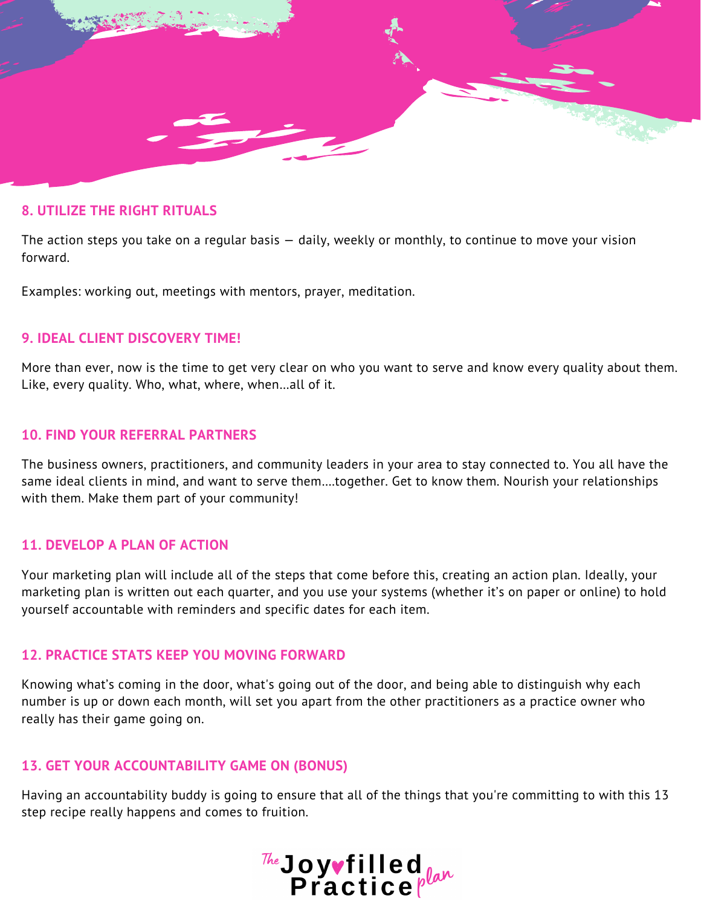### 8. UTILIZE THE RIGHT RITUALS

The action steps you take on a regular basis — daily, weekly or monthly, to continue to move your vision forward.

Examples: working out, meetings with mentors, prayer, meditation.

### 9. IDEAL CLIENT DISCOVERY TIME!

More than ever, now is the time to get very clear on who you want to serve and know every quality about them. Like, every quality. Who, what, where, when...all of it.

### 10. FIND YOUR REFERRAL PARTNERS

The business owners, practitioners, and community leaders in your area to stay connected to. You all have the same ideal clients in mind, and want to serve them....together. Get to know them. Nourish your relationships with them. Make them part of your community!

### 11. DEVELOP A PLAN OF ACTION

Your marketing plan will include all of the steps that come before this, creating an action plan. Ideally, your marketing plan is written out each quarter, and you use your systems (whether it's on paper or online) to hold yourself accountable with reminders and specific dates for each item.

### 12. PRACTICE STATS KEEP YOU MOVING FORWARD

Knowing what's coming in the door, what's going out of the door, and being able to distinguish why each number is up or down each month, will set you apart from the other practitioners as a practice owner who really has their game going on.

### 13. GET YOUR ACCOUNTABILITY GAME ON (BONUS)

Having an accountability buddy is going to ensure that all of the things that you're committing to with this 13 step recipe really happens and comes to fruition.

The Joy-filled Practice plan